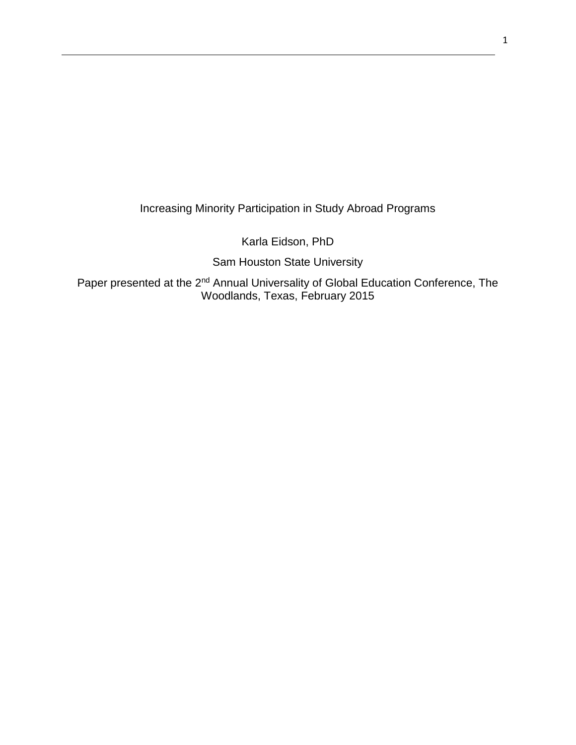# Increasing Minority Participation in Study Abroad Programs

Karla Eidson, PhD

Sam Houston State University

Paper presented at the 2nd Annual Universality of Global Education Conference, The Woodlands, Texas, February 2015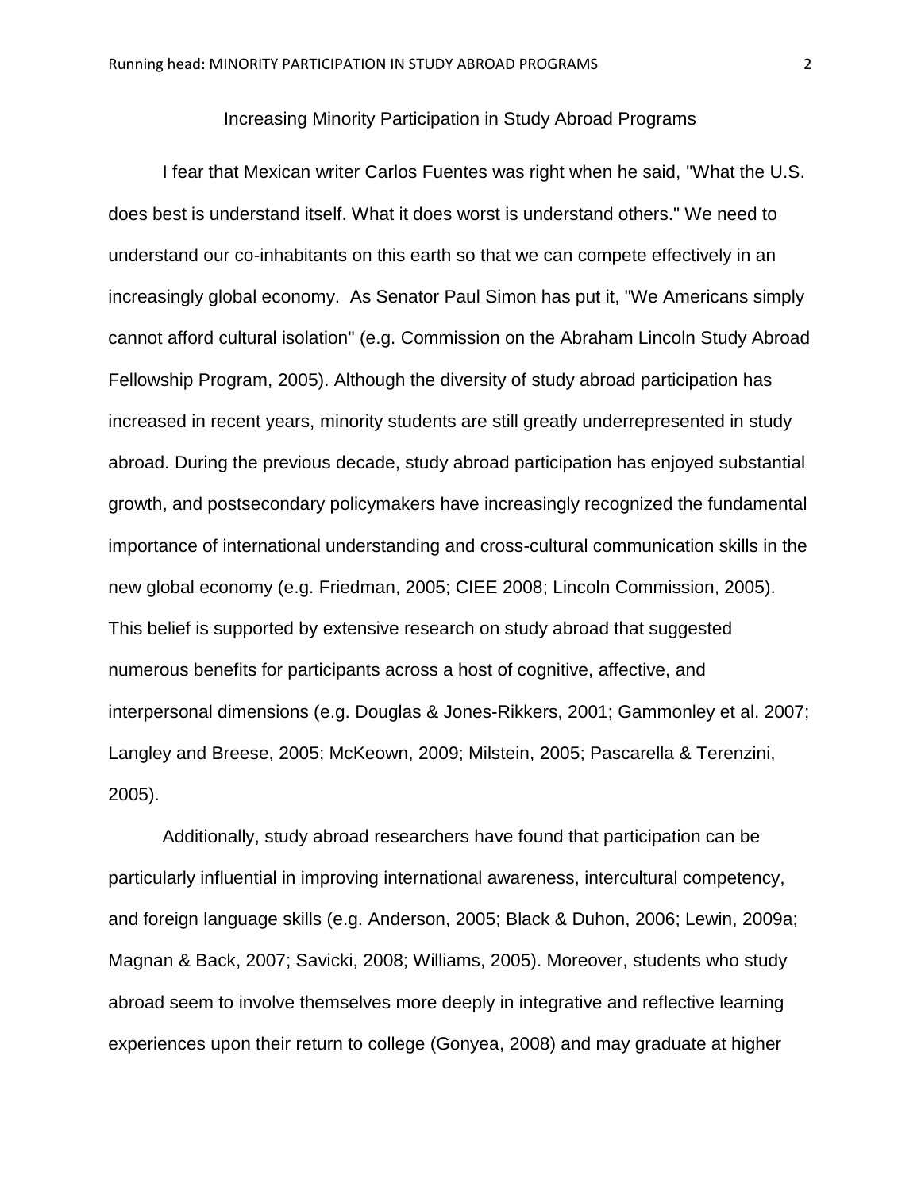# Increasing Minority Participation in Study Abroad Programs

I fear that Mexican writer Carlos Fuentes was right when he said, "What the U.S. does best is understand itself. What it does worst is understand others." We need to understand our co-inhabitants on this earth so that we can compete effectively in an increasingly global economy. As Senator Paul Simon has put it, "We Americans simply cannot afford cultural isolation" (e.g. Commission on the Abraham Lincoln Study Abroad Fellowship Program, 2005). Although the diversity of study abroad participation has increased in recent years, minority students are still greatly underrepresented in study abroad. During the previous decade, study abroad participation has enjoyed substantial growth, and postsecondary policymakers have increasingly recognized the fundamental importance of international understanding and cross-cultural communication skills in the new global economy (e.g. Friedman, 2005; CIEE 2008; Lincoln Commission, 2005). This belief is supported by extensive research on study abroad that suggested numerous benefits for participants across a host of cognitive, affective, and interpersonal dimensions (e.g. Douglas & Jones-Rikkers, 2001; Gammonley et al. 2007; Langley and Breese, 2005; McKeown, 2009; Milstein, 2005; Pascarella & Terenzini, 2005).

Additionally, study abroad researchers have found that participation can be particularly influential in improving international awareness, intercultural competency, and foreign language skills (e.g. Anderson, 2005; Black & Duhon, 2006; Lewin, 2009a; Magnan & Back, 2007; Savicki, 2008; Williams, 2005). Moreover, students who study abroad seem to involve themselves more deeply in integrative and reflective learning experiences upon their return to college (Gonyea, 2008) and may graduate at higher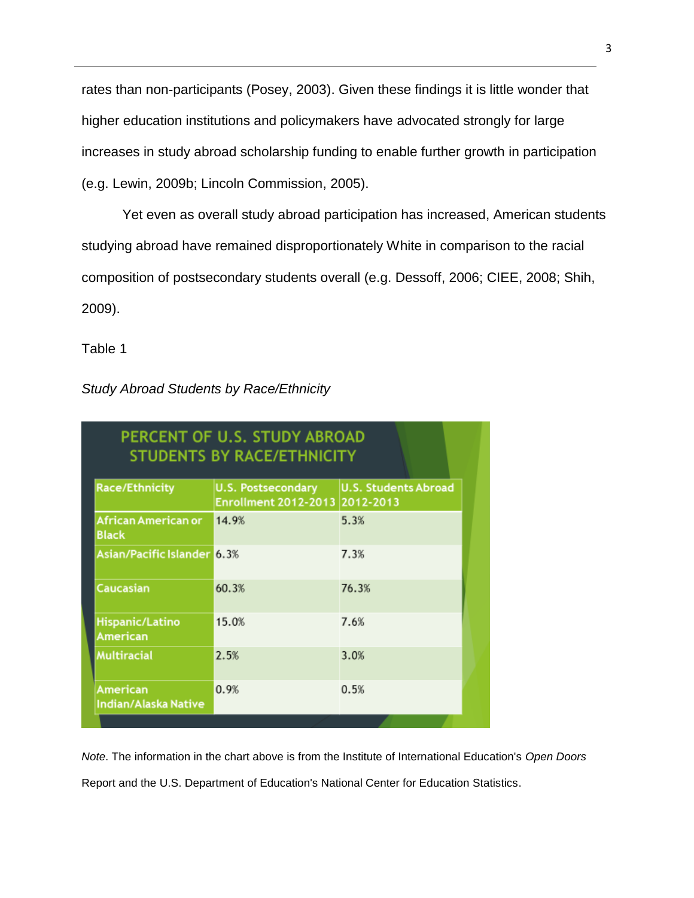rates than non-participants (Posey, 2003). Given these findings it is little wonder that higher education institutions and policymakers have advocated strongly for large increases in study abroad scholarship funding to enable further growth in participation (e.g. Lewin, 2009b; Lincoln Commission, 2005).

Yet even as overall study abroad participation has increased, American students studying abroad have remained disproportionately White in comparison to the racial composition of postsecondary students overall (e.g. Dessoff, 2006; CIEE, 2008; Shih, 2009).

Table 1

*Study Abroad Students by Race/Ethnicity*

**PERCENT OF U.S. STUDY ABROAD STUDENTS BY RACE/ETHNICITY**

| Race/Ethnicity | U.S. Postsecondary Enrollment 2012-2013 | U.S. Students Abroad 2012-2013 |
|---|---|---|
| African American or Black | 14.9% | 5.3% |
| Asian/Pacific Islander | 6.3% | 7.3% |
| Caucasian | 60.3% | 76.3% |
| Hispanic/Latino American | 15.0% | 7.6% |
| Multiracial | 2.5% | 3.0% |
| American Indian/Alaska Native | 0.9% | 0.5% |

*Note*. The information in the chart above is from the Institute of International Education's *Open Doors* Report and the U.S. Department of Education's National Center for Education Statistics.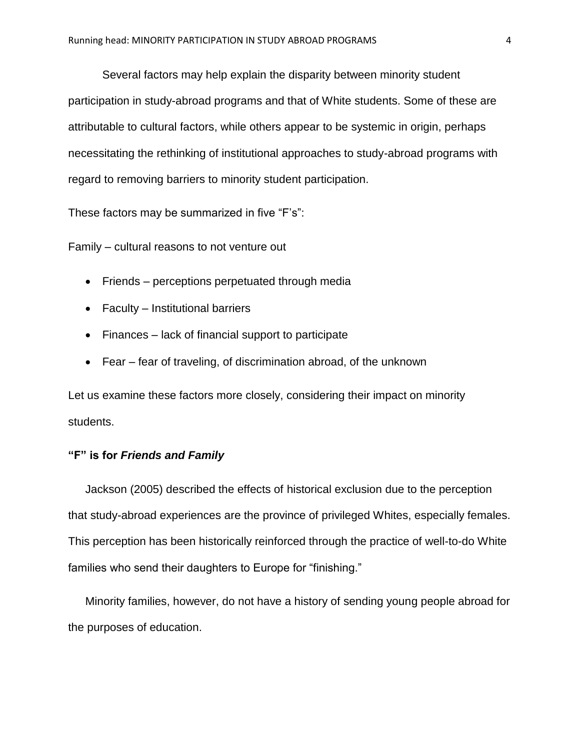Several factors may help explain the disparity between minority student participation in study-abroad programs and that of White students. Some of these are attributable to cultural factors, while others appear to be systemic in origin, perhaps necessitating the rethinking of institutional approaches to study-abroad programs with regard to removing barriers to minority student participation.

These factors may be summarized in five “F’s”:

Family – cultural reasons to not venture out

- Friends – perceptions perpetuated through media
- Faculty – Institutional barriers
- Finances – lack of financial support to participate
- Fear – fear of traveling, of discrimination abroad, of the unknown

Let us examine these factors more closely, considering their impact on minority students.

**“F” is for *Friends and Family***

Jackson (2005) described the effects of historical exclusion due to the perception that study-abroad experiences are the province of privileged Whites, especially females. This perception has been historically reinforced through the practice of well-to-do White families who send their daughters to Europe for “finishing.”

Minority families, however, do not have a history of sending young people abroad for the purposes of education.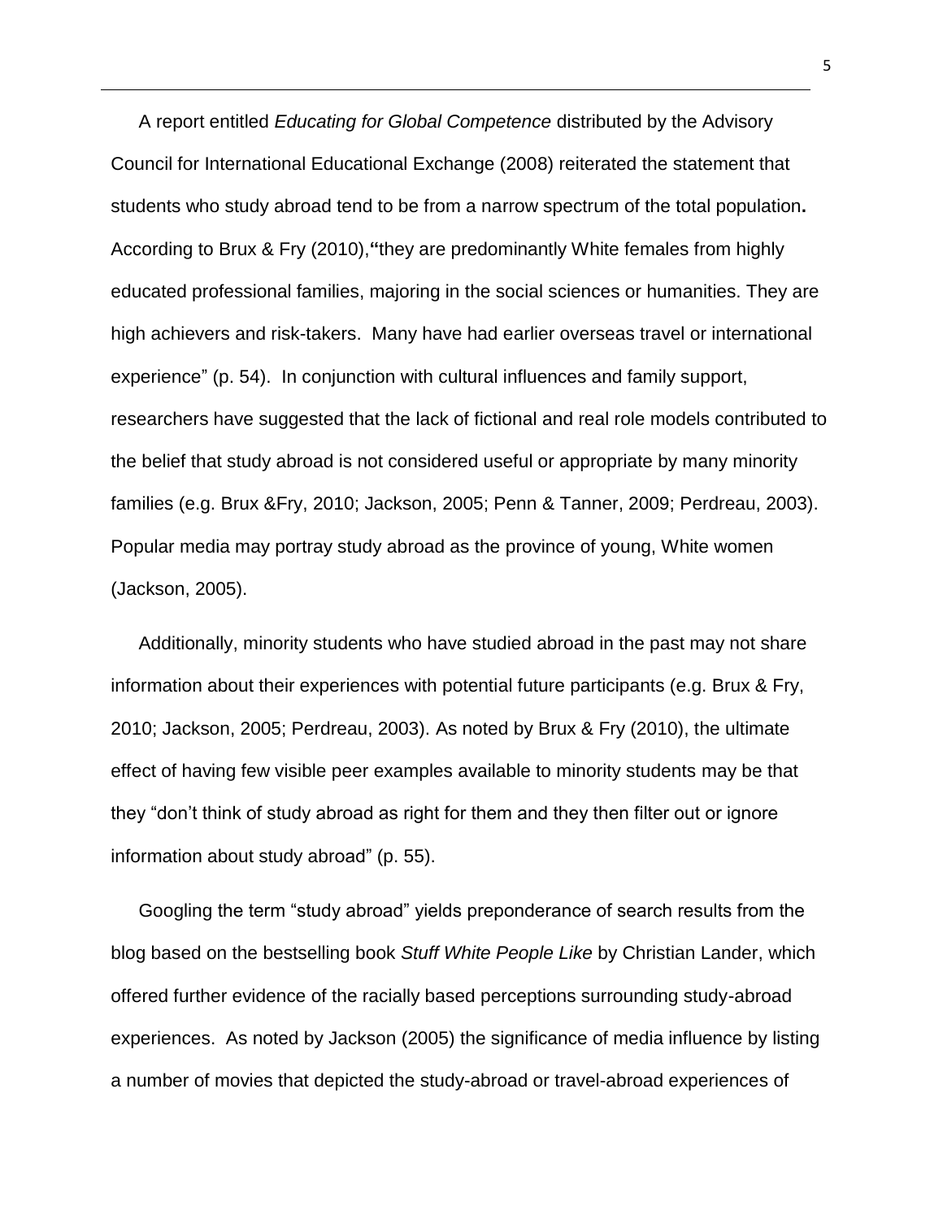A report entitled *Educating for Global Competence* distributed by the Advisory Council for International Educational Exchange (2008) reiterated the statement that students who study abroad tend to be from a narrow spectrum of the total population**.** According to Brux & Fry (2010),**"**they are predominantly White females from highly educated professional families, majoring in the social sciences or humanities. They are high achievers and risk-takers. Many have had earlier overseas travel or international experience" (p. 54). In conjunction with cultural influences and family support, researchers have suggested that the lack of fictional and real role models contributed to the belief that study abroad is not considered useful or appropriate by many minority families (e.g. Brux &Fry, 2010; Jackson, 2005; Penn & Tanner, 2009; Perdreau, 2003). Popular media may portray study abroad as the province of young, White women (Jackson, 2005).

Additionally, minority students who have studied abroad in the past may not share information about their experiences with potential future participants (e.g. Brux & Fry, 2010; Jackson, 2005; Perdreau, 2003). As noted by Brux & Fry (2010), the ultimate effect of having few visible peer examples available to minority students may be that they "don't think of study abroad as right for them and they then filter out or ignore information about study abroad" (p. 55).

Googling the term "study abroad" yields preponderance of search results from the blog based on the bestselling book *Stuff White People Like* by Christian Lander, which offered further evidence of the racially based perceptions surrounding study-abroad experiences. As noted by Jackson (2005) the significance of media influence by listing a number of movies that depicted the study-abroad or travel-abroad experiences of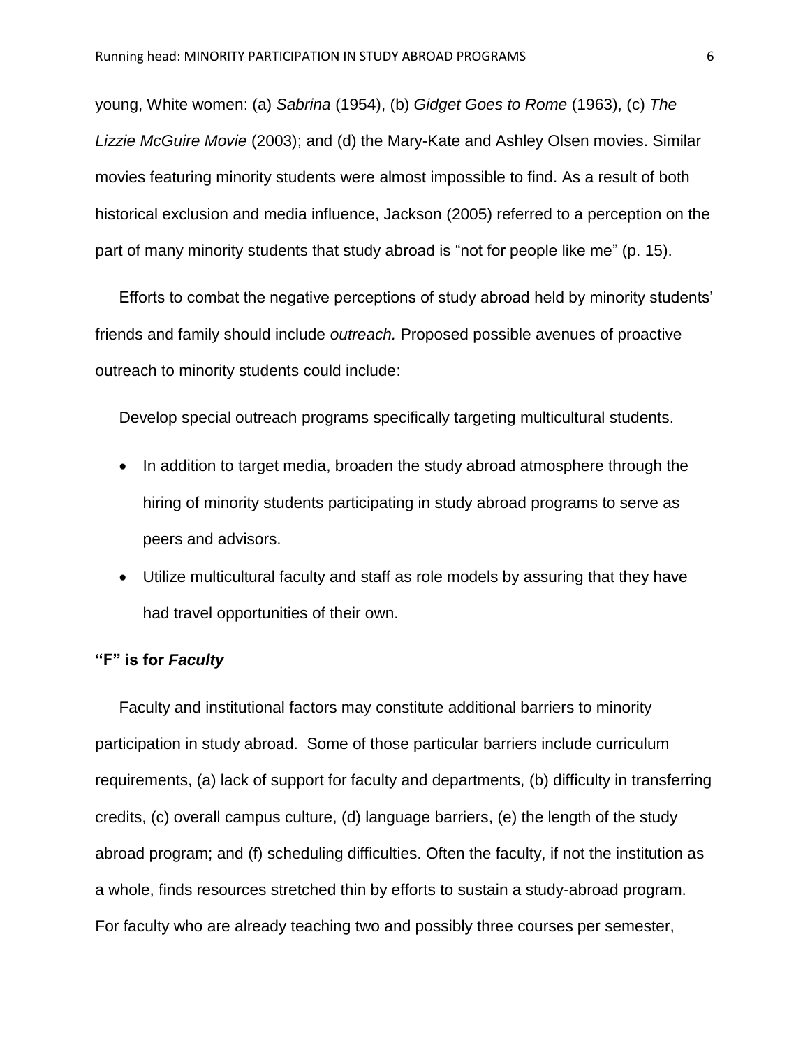young, White women: (a) *Sabrina* (1954), (b) *Gidget Goes to Rome* (1963), (c) *The Lizzie McGuire Movie* (2003); and (d) the Mary-Kate and Ashley Olsen movies. Similar movies featuring minority students were almost impossible to find. As a result of both historical exclusion and media influence, Jackson (2005) referred to a perception on the part of many minority students that study abroad is “not for people like me” (p. 15).

Efforts to combat the negative perceptions of study abroad held by minority students’ friends and family should include *outreach.* Proposed possible avenues of proactive outreach to minority students could include:

Develop special outreach programs specifically targeting multicultural students.

- In addition to target media, broaden the study abroad atmosphere through the hiring of minority students participating in study abroad programs to serve as peers and advisors.
- Utilize multicultural faculty and staff as role models by assuring that they have had travel opportunities of their own.

### “F” is for *Faculty*

Faculty and institutional factors may constitute additional barriers to minority participation in study abroad. Some of those particular barriers include curriculum requirements, (a) lack of support for faculty and departments, (b) difficulty in transferring credits, (c) overall campus culture, (d) language barriers, (e) the length of the study abroad program; and (f) scheduling difficulties. Often the faculty, if not the institution as a whole, finds resources stretched thin by efforts to sustain a study-abroad program. For faculty who are already teaching two and possibly three courses per semester,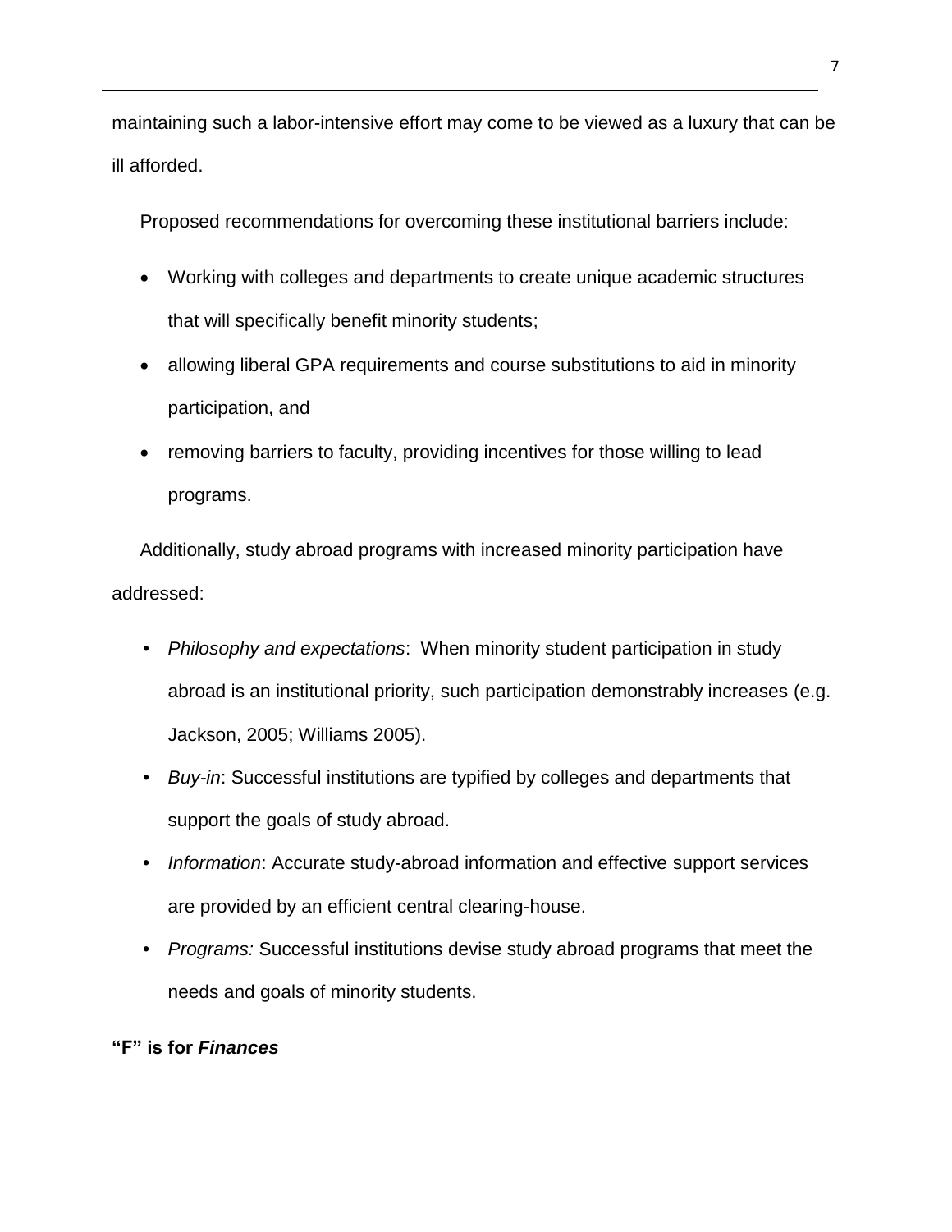maintaining such a labor-intensive effort may come to be viewed as a luxury that can be ill afforded.

Proposed recommendations for overcoming these institutional barriers include:

- Working with colleges and departments to create unique academic structures that will specifically benefit minority students;
- allowing liberal GPA requirements and course substitutions to aid in minority participation, and
- removing barriers to faculty, providing incentives for those willing to lead programs.

Additionally, study abroad programs with increased minority participation have addressed:

- *Philosophy and expectations*: When minority student participation in study abroad is an institutional priority, such participation demonstrably increases (e.g. Jackson, 2005; Williams 2005).
- *Buy-in*: Successful institutions are typified by colleges and departments that support the goals of study abroad.
- *Information*: Accurate study-abroad information and effective support services are provided by an efficient central clearing-house.
- *Programs:* Successful institutions devise study abroad programs that meet the needs and goals of minority students.

**"F" is for *Finances***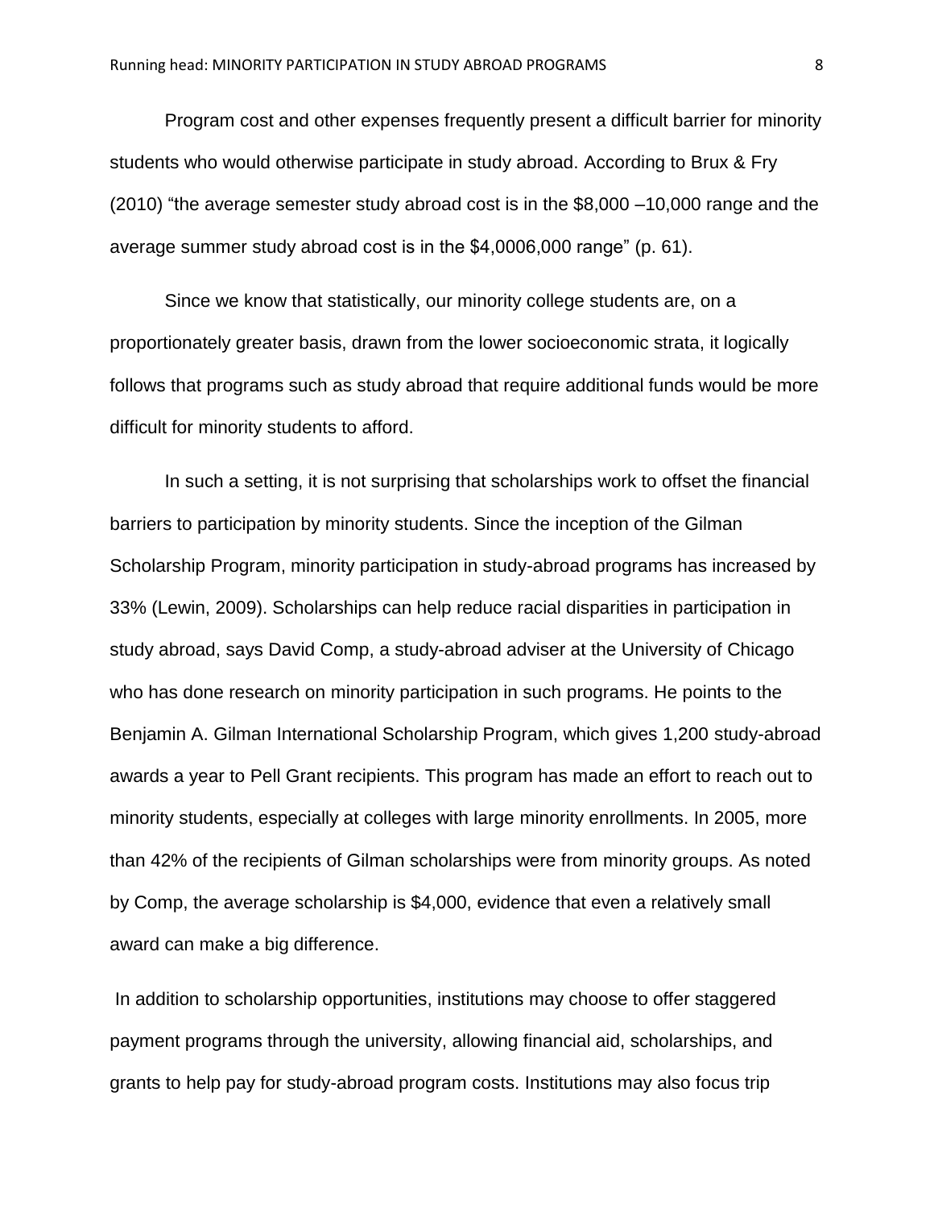Program cost and other expenses frequently present a difficult barrier for minority students who would otherwise participate in study abroad. According to Brux & Fry (2010) “the average semester study abroad cost is in the $8,000 –10,000 range and the average summer study abroad cost is in the $4,0006,000 range” (p. 61).

Since we know that statistically, our minority college students are, on a proportionately greater basis, drawn from the lower socioeconomic strata, it logically follows that programs such as study abroad that require additional funds would be more difficult for minority students to afford.

In such a setting, it is not surprising that scholarships work to offset the financial barriers to participation by minority students. Since the inception of the Gilman Scholarship Program, minority participation in study-abroad programs has increased by 33% (Lewin, 2009). Scholarships can help reduce racial disparities in participation in study abroad, says David Comp, a study-abroad adviser at the University of Chicago who has done research on minority participation in such programs. He points to the Benjamin A. Gilman International Scholarship Program, which gives 1,200 study-abroad awards a year to Pell Grant recipients. This program has made an effort to reach out to minority students, especially at colleges with large minority enrollments. In 2005, more than 42% of the recipients of Gilman scholarships were from minority groups. As noted by Comp, the average scholarship is $4,000, evidence that even a relatively small award can make a big difference.

In addition to scholarship opportunities, institutions may choose to offer staggered payment programs through the university, allowing financial aid, scholarships, and grants to help pay for study-abroad program costs. Institutions may also focus trip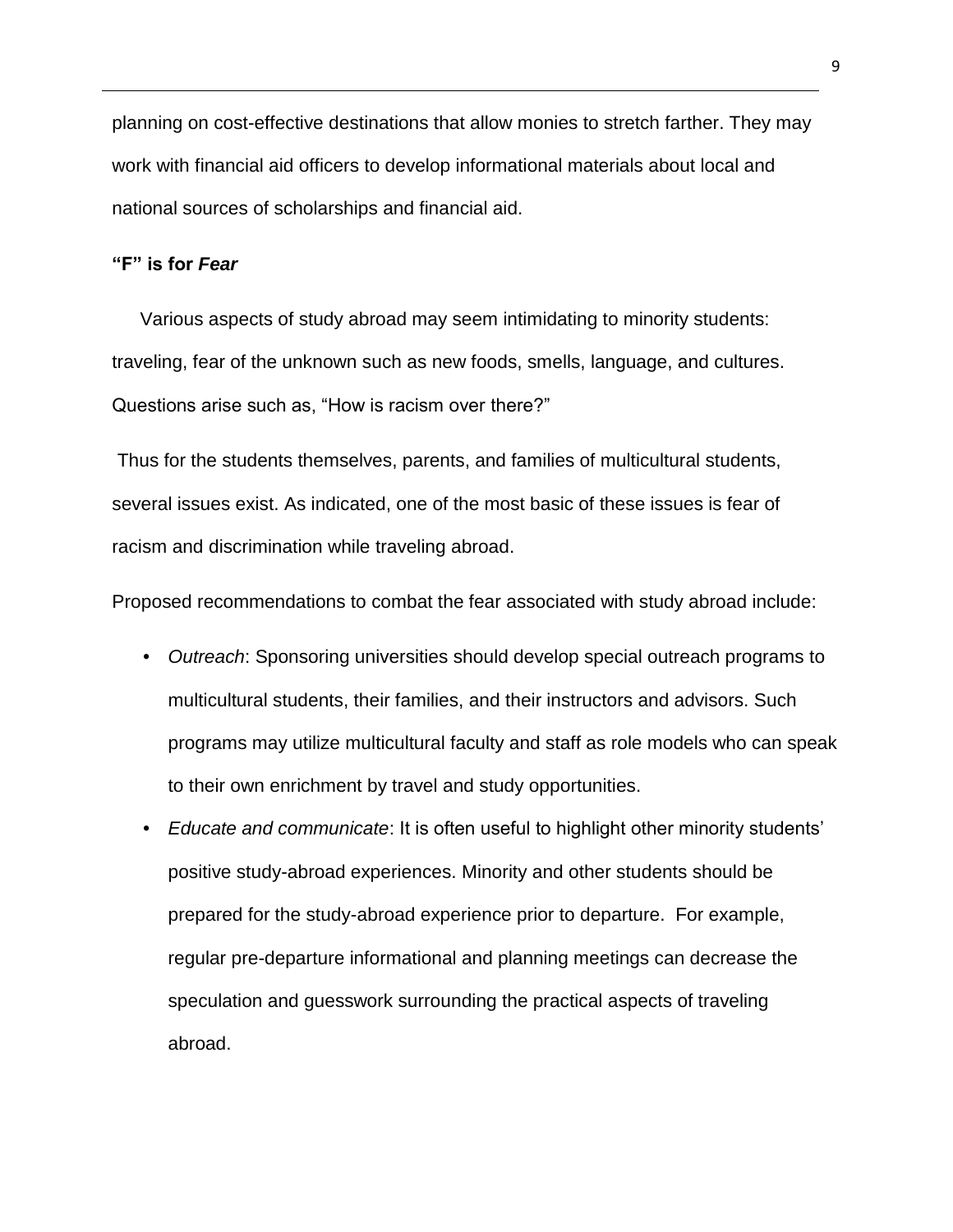planning on cost-effective destinations that allow monies to stretch farther. They may work with financial aid officers to develop informational materials about local and national sources of scholarships and financial aid.

### "F" is for *Fear*

Various aspects of study abroad may seem intimidating to minority students: traveling, fear of the unknown such as new foods, smells, language, and cultures. Questions arise such as, "How is racism over there?"

Thus for the students themselves, parents, and families of multicultural students, several issues exist. As indicated, one of the most basic of these issues is fear of racism and discrimination while traveling abroad.

Proposed recommendations to combat the fear associated with study abroad include:

- *Outreach*: Sponsoring universities should develop special outreach programs to multicultural students, their families, and their instructors and advisors. Such programs may utilize multicultural faculty and staff as role models who can speak to their own enrichment by travel and study opportunities.
- *Educate and communicate*: It is often useful to highlight other minority students' positive study-abroad experiences. Minority and other students should be prepared for the study-abroad experience prior to departure. For example, regular pre-departure informational and planning meetings can decrease the speculation and guesswork surrounding the practical aspects of traveling abroad.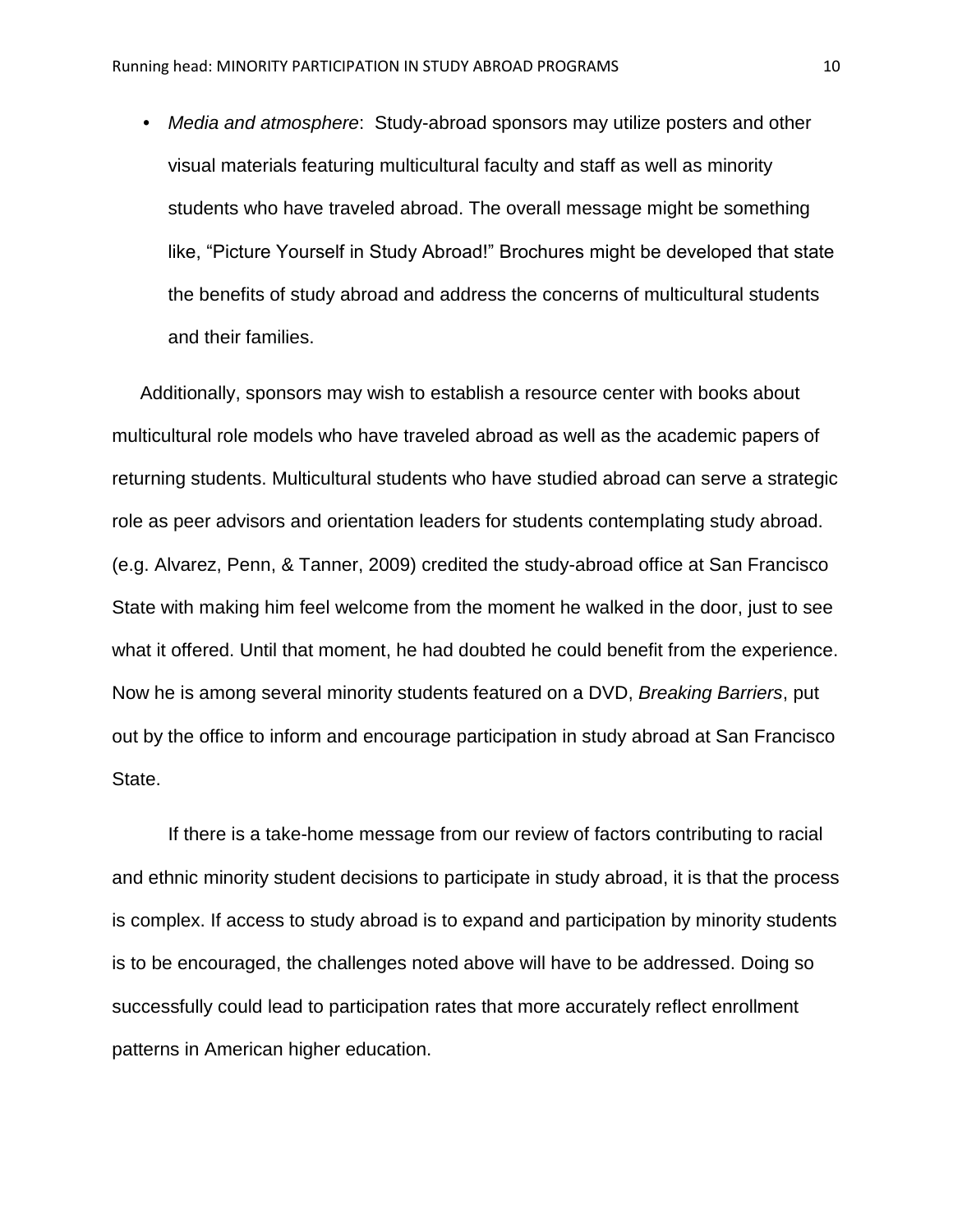- *Media and atmosphere*: Study-abroad sponsors may utilize posters and other visual materials featuring multicultural faculty and staff as well as minority students who have traveled abroad. The overall message might be something like, "Picture Yourself in Study Abroad!" Brochures might be developed that state the benefits of study abroad and address the concerns of multicultural students and their families.

Additionally, sponsors may wish to establish a resource center with books about multicultural role models who have traveled abroad as well as the academic papers of returning students. Multicultural students who have studied abroad can serve a strategic role as peer advisors and orientation leaders for students contemplating study abroad. (e.g. Alvarez, Penn, & Tanner, 2009) credited the study-abroad office at San Francisco State with making him feel welcome from the moment he walked in the door, just to see what it offered. Until that moment, he had doubted he could benefit from the experience. Now he is among several minority students featured on a DVD, *Breaking Barriers*, put out by the office to inform and encourage participation in study abroad at San Francisco State.

If there is a take-home message from our review of factors contributing to racial and ethnic minority student decisions to participate in study abroad, it is that the process is complex. If access to study abroad is to expand and participation by minority students is to be encouraged, the challenges noted above will have to be addressed. Doing so successfully could lead to participation rates that more accurately reflect enrollment patterns in American higher education.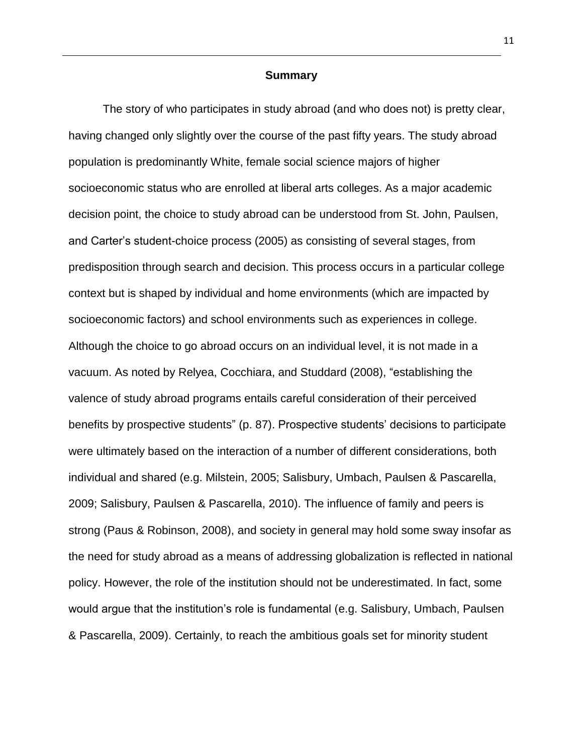## Summary

The story of who participates in study abroad (and who does not) is pretty clear, having changed only slightly over the course of the past fifty years. The study abroad population is predominantly White, female social science majors of higher socioeconomic status who are enrolled at liberal arts colleges. As a major academic decision point, the choice to study abroad can be understood from St. John, Paulsen, and Carter's student-choice process (2005) as consisting of several stages, from predisposition through search and decision. This process occurs in a particular college context but is shaped by individual and home environments (which are impacted by socioeconomic factors) and school environments such as experiences in college. Although the choice to go abroad occurs on an individual level, it is not made in a vacuum. As noted by Relyea, Cocchiara, and Studdard (2008), "establishing the valence of study abroad programs entails careful consideration of their perceived benefits by prospective students" (p. 87). Prospective students' decisions to participate were ultimately based on the interaction of a number of different considerations, both individual and shared (e.g. Milstein, 2005; Salisbury, Umbach, Paulsen & Pascarella, 2009; Salisbury, Paulsen & Pascarella, 2010). The influence of family and peers is strong (Paus & Robinson, 2008), and society in general may hold some sway insofar as the need for study abroad as a means of addressing globalization is reflected in national policy. However, the role of the institution should not be underestimated. In fact, some would argue that the institution's role is fundamental (e.g. Salisbury, Umbach, Paulsen & Pascarella, 2009). Certainly, to reach the ambitious goals set for minority student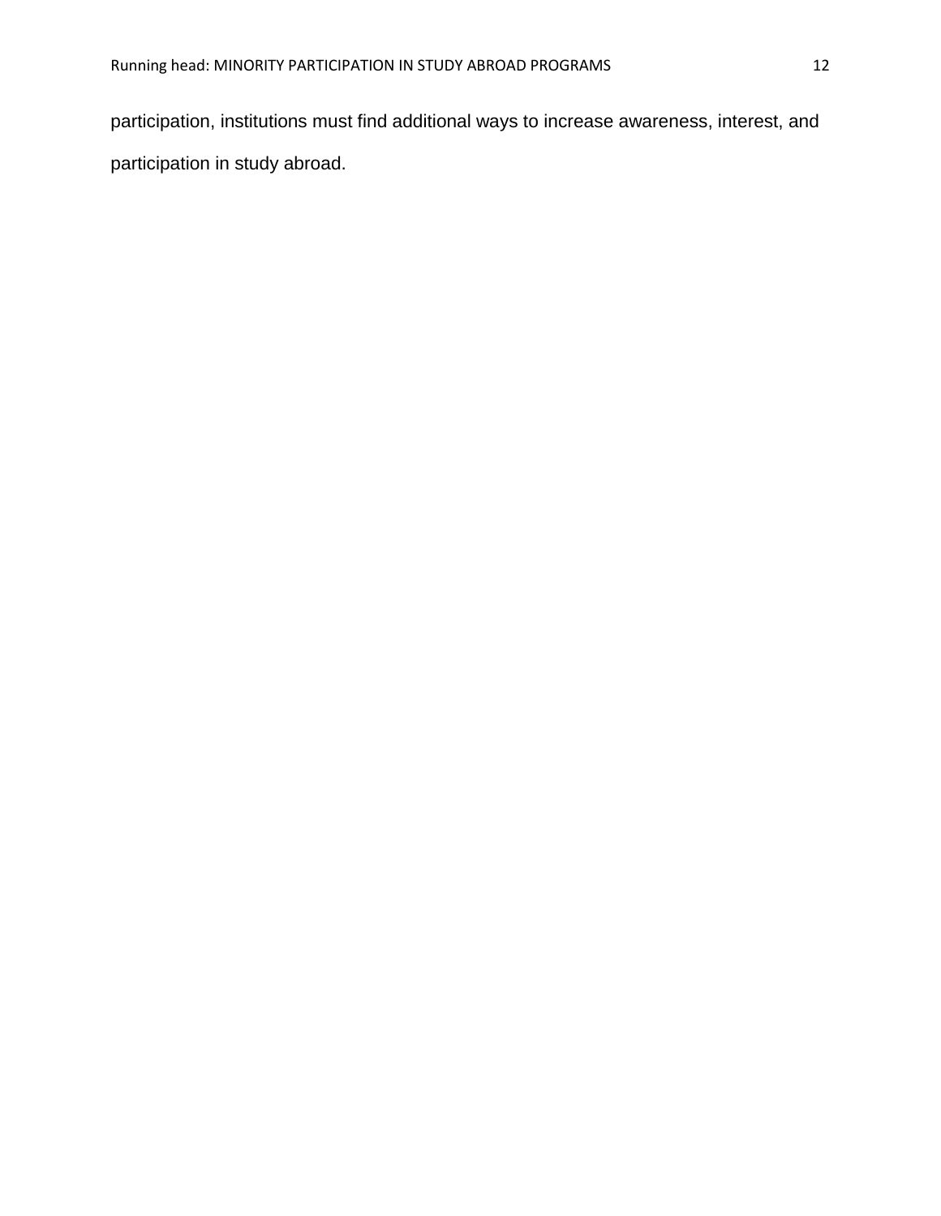participation, institutions must find additional ways to increase awareness, interest, and participation in study abroad.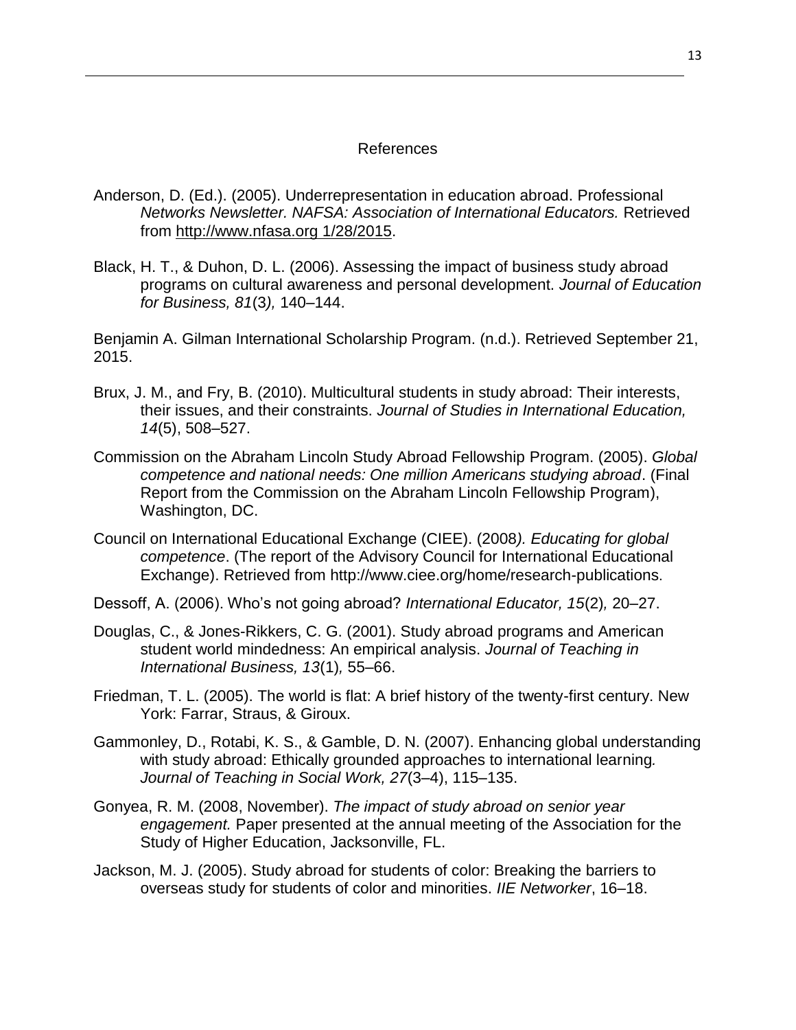# References

Anderson, D. (Ed.). (2005). Underrepresentation in education abroad. Professional *Networks Newsletter. NAFSA: Association of International Educators.* Retrieved from http://www.nfasa.org 1/28/2015.

Black, H. T., & Duhon, D. L. (2006). Assessing the impact of business study abroad programs on cultural awareness and personal development. *Journal of Education for Business, 81*(3*),* 140–144.

Benjamin A. Gilman International Scholarship Program. (n.d.). Retrieved September 21, 2015.

Brux, J. M., and Fry, B. (2010). Multicultural students in study abroad: Their interests, their issues, and their constraints. *Journal of Studies in International Education, 14*(5), 508–527.

Commission on the Abraham Lincoln Study Abroad Fellowship Program. (2005). *Global competence and national needs: One million Americans studying abroad*. (Final Report from the Commission on the Abraham Lincoln Fellowship Program), Washington, DC.

Council on International Educational Exchange (CIEE). (2008*). Educating for global competence*. (The report of the Advisory Council for International Educational Exchange). Retrieved from http://www.ciee.org/home/research-publications.

Dessoff, A. (2006). Who's not going abroad? *International Educator, 15*(2)*,* 20–27.

Douglas, C., & Jones-Rikkers, C. G. (2001). Study abroad programs and American student world mindedness: An empirical analysis. *Journal of Teaching in International Business, 13*(1)*,* 55–66.

Friedman, T. L. (2005). The world is flat: A brief history of the twenty-first century. New York: Farrar, Straus, & Giroux.

Gammonley, D., Rotabi, K. S., & Gamble, D. N. (2007). Enhancing global understanding with study abroad: Ethically grounded approaches to international learning*. Journal of Teaching in Social Work, 27*(3–4), 115–135.

Gonyea, R. M. (2008, November). *The impact of study abroad on senior year engagement.* Paper presented at the annual meeting of the Association for the Study of Higher Education, Jacksonville, FL.

Jackson, M. J. (2005). Study abroad for students of color: Breaking the barriers to overseas study for students of color and minorities. *IIE Networker*, 16–18.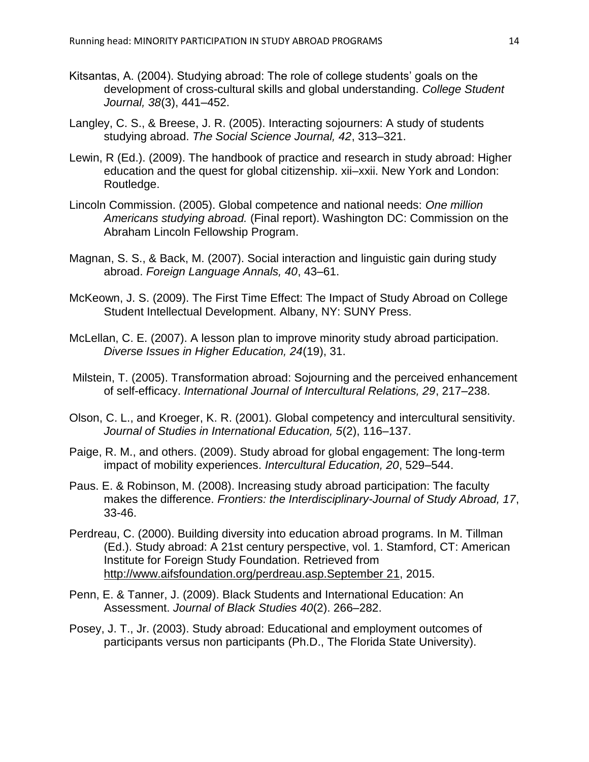Kitsantas, A. (2004). Studying abroad: The role of college students' goals on the development of cross-cultural skills and global understanding. *College Student Journal, 38*(3), 441–452.

Langley, C. S., & Breese, J. R. (2005). Interacting sojourners: A study of students studying abroad. *The Social Science Journal, 42*, 313–321.

Lewin, R (Ed.). (2009). The handbook of practice and research in study abroad: Higher education and the quest for global citizenship. xii–xxii. New York and London: Routledge.

Lincoln Commission. (2005). Global competence and national needs: *One million Americans studying abroad.* (Final report). Washington DC: Commission on the Abraham Lincoln Fellowship Program.

Magnan, S. S., & Back, M. (2007). Social interaction and linguistic gain during study abroad. *Foreign Language Annals, 40*, 43–61.

McKeown, J. S. (2009). The First Time Effect: The Impact of Study Abroad on College Student Intellectual Development. Albany, NY: SUNY Press.

McLellan, C. E. (2007). A lesson plan to improve minority study abroad participation. *Diverse Issues in Higher Education, 24*(19), 31.

Milstein, T. (2005). Transformation abroad: Sojourning and the perceived enhancement of self-efficacy. *International Journal of Intercultural Relations, 29*, 217–238.

Olson, C. L., and Kroeger, K. R. (2001). Global competency and intercultural sensitivity. *Journal of Studies in International Education, 5*(2), 116–137.

Paige, R. M., and others. (2009). Study abroad for global engagement: The long-term impact of mobility experiences. *Intercultural Education, 20*, 529–544.

Paus. E. & Robinson, M. (2008). Increasing study abroad participation: The faculty makes the difference. *Frontiers: the Interdisciplinary-Journal of Study Abroad, 17*, 33-46.

Perdreau, C. (2000). Building diversity into education abroad programs. In M. Tillman (Ed.). Study abroad: A 21st century perspective, vol. 1. Stamford, CT: American Institute for Foreign Study Foundation. Retrieved from http://www.aifsfoundation.org/perdreau.asp.September 21, 2015.

Penn, E. & Tanner, J. (2009). Black Students and International Education: An Assessment. *Journal of Black Studies 40*(2). 266–282.

Posey, J. T., Jr. (2003). Study abroad: Educational and employment outcomes of participants versus non participants (Ph.D., The Florida State University).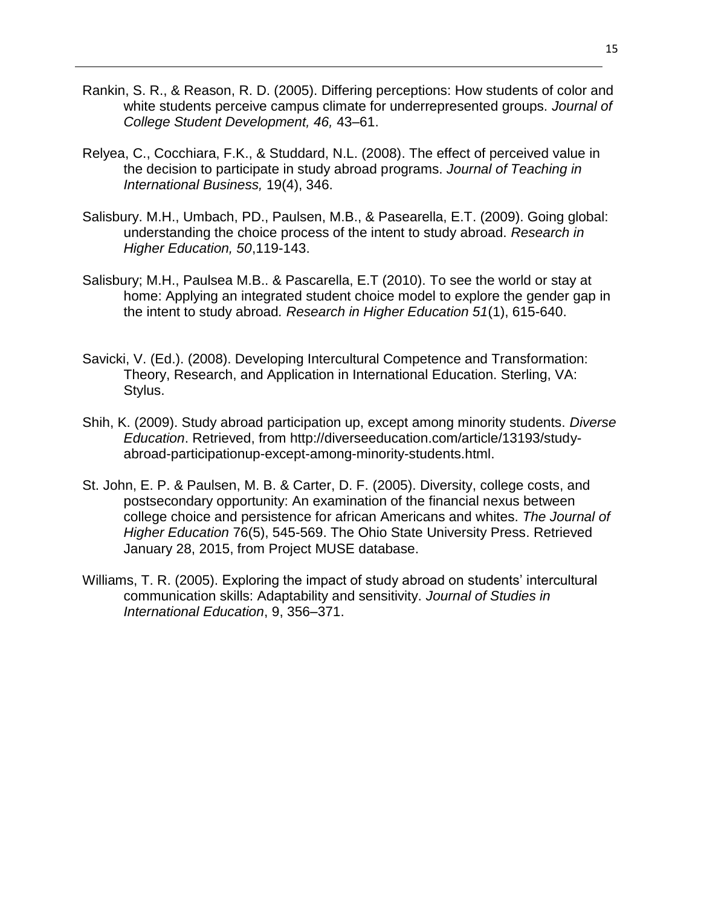Rankin, S. R., & Reason, R. D. (2005). Differing perceptions: How students of color and white students perceive campus climate for underrepresented groups. *Journal of College Student Development, 46,* 43–61.

Relyea, C., Cocchiara, F.K., & Studdard, N.L. (2008). The effect of perceived value in the decision to participate in study abroad programs. *Journal of Teaching in International Business,* 19(4), 346.

Salisbury. M.H., Umbach, PD., Paulsen, M.B., & Pasearella, E.T. (2009). Going global: understanding the choice process of the intent to study abroad. *Research in Higher Education, 50*,119-143.

Salisbury; M.H., Paulsea M.B.. & Pascarella, E.T (2010). To see the world or stay at home: Applying an integrated student choice model to explore the gender gap in the intent to study abroad*. Research in Higher Education 51*(1), 615-640.

Savicki, V. (Ed.). (2008). Developing Intercultural Competence and Transformation: Theory, Research, and Application in International Education. Sterling, VA: Stylus.

Shih, K. (2009). Study abroad participation up, except among minority students. *Diverse Education*. Retrieved, from http://diverseeducation.com/article/13193/study-abroad-participationup-except-among-minority-students.html.

St. John, E. P. & Paulsen, M. B. & Carter, D. F. (2005). Diversity, college costs, and postsecondary opportunity: An examination of the financial nexus between college choice and persistence for african Americans and whites. *The Journal of Higher Education* 76(5), 545-569. The Ohio State University Press. Retrieved January 28, 2015, from Project MUSE database.

Williams, T. R. (2005). Exploring the impact of study abroad on students' intercultural communication skills: Adaptability and sensitivity. *Journal of Studies in International Education*, 9, 356–371.